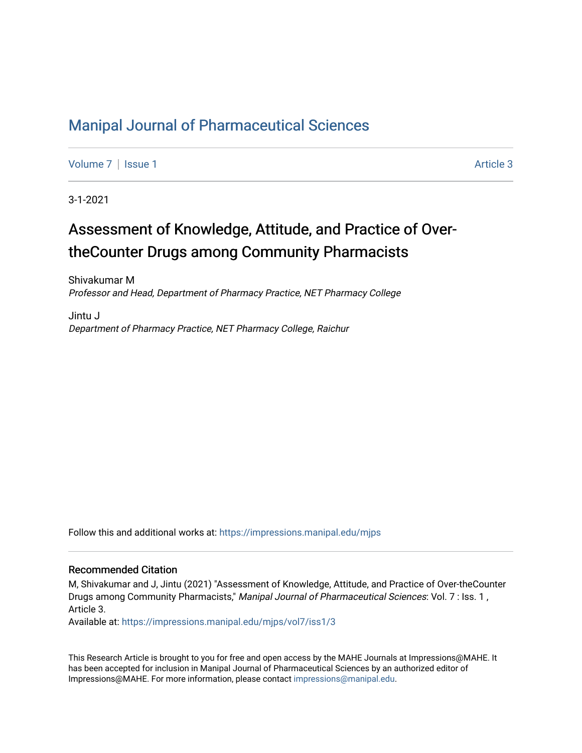# Manipal Journal of Pharmaceutical Sciences

Volume 7 | Issue 1 Article 3

3-1-2021

## Assessment of Knowledge, Attitude, and Practice of Over-theCounter Drugs among Community Pharmacists

Shivakumar M
*Professor and Head, Department of Pharmacy Practice, NET Pharmacy College*

Jintu J
*Department of Pharmacy Practice, NET Pharmacy College, Raichur*

Follow this and additional works at: https://impressions.manipal.edu/mjps

### Recommended Citation

M, Shivakumar and J, Jintu (2021) "Assessment of Knowledge, Attitude, and Practice of Over-theCounter Drugs among Community Pharmacists," *Manipal Journal of Pharmaceutical Sciences*: Vol. 7 : Iss. 1 , Article 3.
Available at: https://impressions.manipal.edu/mjps/vol7/iss1/3

This Research Article is brought to you for free and open access by the MAHE Journals at Impressions@MAHE. It has been accepted for inclusion in Manipal Journal of Pharmaceutical Sciences by an authorized editor of Impressions@MAHE. For more information, please contact impressions@manipal.edu.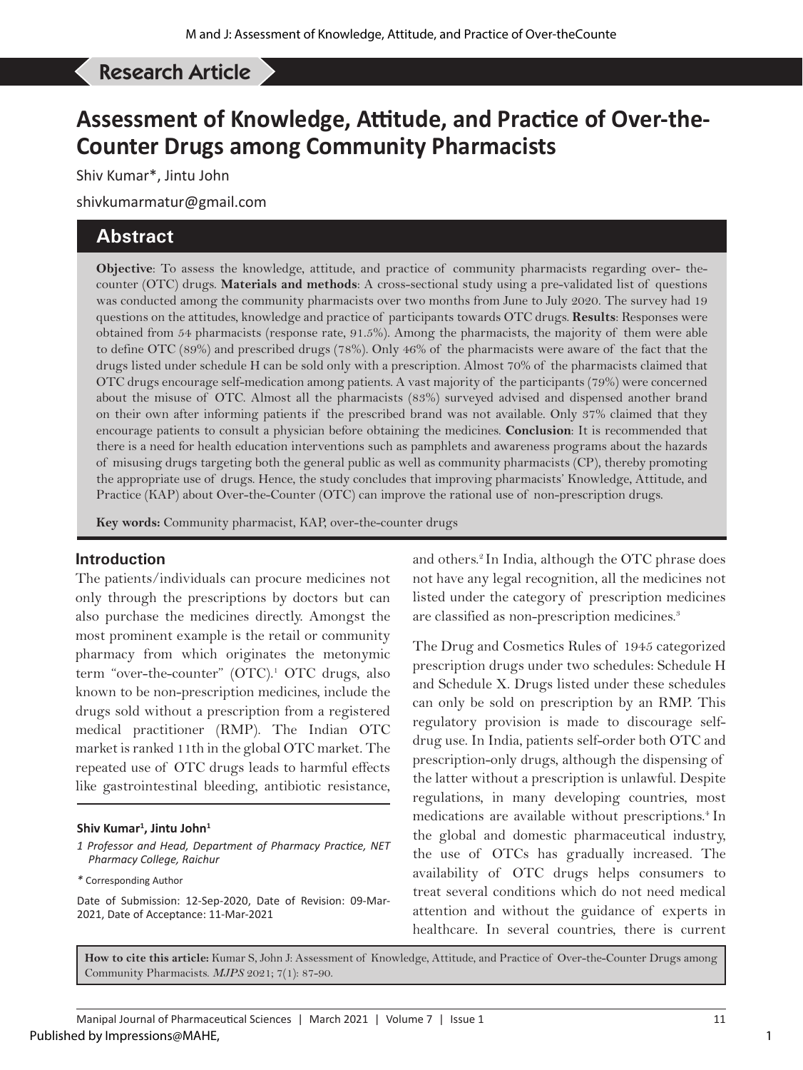Research Article

# Assessment of Knowledge, Attitude, and Practice of Over-the-Counter Drugs among Community Pharmacists

Shiv Kumar*, Jintu John

shivkumarmatur@gmail.com

## Abstract

**Objective**: To assess the knowledge, attitude, and practice of community pharmacists regarding over- the-counter (OTC) drugs. **Materials and methods**: A cross-sectional study using a pre-validated list of questions was conducted among the community pharmacists over two months from June to July 2020. The survey had 19 questions on the attitudes, knowledge and practice of participants towards OTC drugs. **Results**: Responses were obtained from 54 pharmacists (response rate, 91.5%). Among the pharmacists, the majority of them were able to define OTC (89%) and prescribed drugs (78%). Only 46% of the pharmacists were aware of the fact that the drugs listed under schedule H can be sold only with a prescription. Almost 70% of the pharmacists claimed that OTC drugs encourage self-medication among patients. A vast majority of the participants (79%) were concerned about the misuse of OTC. Almost all the pharmacists (83%) surveyed advised and dispensed another brand on their own after informing patients if the prescribed brand was not available. Only 37% claimed that they encourage patients to consult a physician before obtaining the medicines. **Conclusion**: It is recommended that there is a need for health education interventions such as pamphlets and awareness programs about the hazards of misusing drugs targeting both the general public as well as community pharmacists (CP), thereby promoting the appropriate use of drugs. Hence, the study concludes that improving pharmacists' Knowledge, Attitude, and Practice (KAP) about Over-the-Counter (OTC) can improve the rational use of non-prescription drugs.

**Key words:** Community pharmacist, KAP, over-the-counter drugs

## Introduction

The patients/individuals can procure medicines not only through the prescriptions by doctors but can also purchase the medicines directly. Amongst the most prominent example is the retail or community pharmacy from which originates the metonymic term "over-the-counter" (OTC).[1] OTC drugs, also known to be non-prescription medicines, include the drugs sold without a prescription from a registered medical practitioner (RMP). The Indian OTC market is ranked 11th in the global OTC market. The repeated use of OTC drugs leads to harmful effects like gastrointestinal bleeding, antibiotic resistance, and others.[2] In India, although the OTC phrase does not have any legal recognition, all the medicines not listed under the category of prescription medicines are classified as non-prescription medicines.[3]

The Drug and Cosmetics Rules of 1945 categorized prescription drugs under two schedules: Schedule H and Schedule X. Drugs listed under these schedules can only be sold on prescription by an RMP. This regulatory provision is made to discourage self-drug use. In India, patients self-order both OTC and prescription-only drugs, although the dispensing of the latter without a prescription is unlawful. Despite regulations, in many developing countries, most medications are available without prescriptions.[4] In the global and domestic pharmaceutical industry, the use of OTCs has gradually increased. The availability of OTC drugs helps consumers to treat several conditions which do not need medical attention and without the guidance of experts in healthcare. In several countries, there is current

**Shiv Kumar[1], Jintu John[1]**

*1 Professor and Head, Department of Pharmacy Practice, NET Pharmacy College, Raichur*

\* Corresponding Author

Date of Submission: 12-Sep-2020, Date of Revision: 09-Mar-2021, Date of Acceptance: 11-Mar-2021

**How to cite this article:** Kumar S, John J: Assessment of Knowledge, Attitude, and Practice of Over-the-Counter Drugs among Community Pharmacists. *MJPS* 2021; 7(1): 87-90.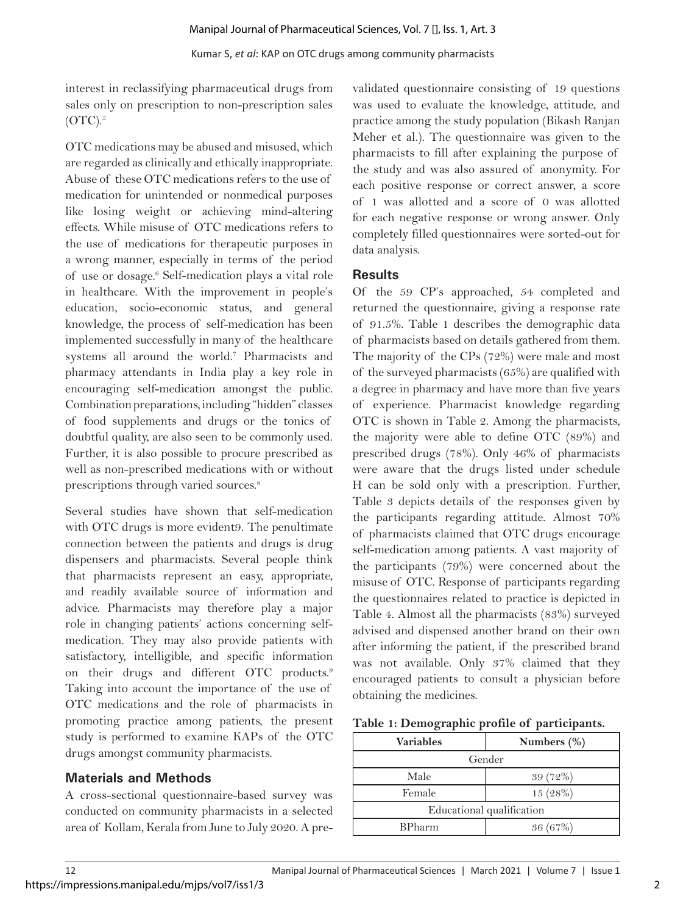interest in reclassifying pharmaceutical drugs from sales only on prescription to non-prescription sales (OTC).[5]

OTC medications may be abused and misused, which are regarded as clinically and ethically inappropriate. Abuse of these OTC medications refers to the use of medication for unintended or nonmedical purposes like losing weight or achieving mind-altering effects. While misuse of OTC medications refers to the use of medications for therapeutic purposes in a wrong manner, especially in terms of the period of use or dosage.[6] Self-medication plays a vital role in healthcare. With the improvement in people's education, socio-economic status, and general knowledge, the process of self-medication has been implemented successfully in many of the healthcare systems all around the world.[7] Pharmacists and pharmacy attendants in India play a key role in encouraging self-medication amongst the public. Combination preparations, including "hidden" classes of food supplements and drugs or the tonics of doubtful quality, are also seen to be commonly used. Further, it is also possible to procure prescribed as well as non-prescribed medications with or without prescriptions through varied sources.[8]

Several studies have shown that self-medication with OTC drugs is more evident9. The penultimate connection between the patients and drugs is drug dispensers and pharmacists. Several people think that pharmacists represent an easy, appropriate, and readily available source of information and advice. Pharmacists may therefore play a major role in changing patients' actions concerning self-medication. They may also provide patients with satisfactory, intelligible, and specific information on their drugs and different OTC products.[9] Taking into account the importance of the use of OTC medications and the role of pharmacists in promoting practice among patients, the present study is performed to examine KAPs of the OTC drugs amongst community pharmacists.

## Materials and Methods

A cross-sectional questionnaire-based survey was conducted on community pharmacists in a selected area of Kollam, Kerala from June to July 2020. A pre-validated questionnaire consisting of 19 questions was used to evaluate the knowledge, attitude, and practice among the study population (Bikash Ranjan Meher et al.). The questionnaire was given to the pharmacists to fill after explaining the purpose of the study and was also assured of anonymity. For each positive response or correct answer, a score of 1 was allotted and a score of 0 was allotted for each negative response or wrong answer. Only completely filled questionnaires were sorted-out for data analysis.

## Results

Of the 59 CP's approached, 54 completed and returned the questionnaire, giving a response rate of 91.5%. Table 1 describes the demographic data of pharmacists based on details gathered from them. The majority of the CPs (72%) were male and most of the surveyed pharmacists (65%) are qualified with a degree in pharmacy and have more than five years of experience. Pharmacist knowledge regarding OTC is shown in Table 2. Among the pharmacists, the majority were able to define OTC (89%) and prescribed drugs (78%). Only 46% of pharmacists were aware that the drugs listed under schedule H can be sold only with a prescription. Further, Table 3 depicts details of the responses given by the participants regarding attitude. Almost 70% of pharmacists claimed that OTC drugs encourage self-medication among patients. A vast majority of the participants (79%) were concerned about the misuse of OTC. Response of participants regarding the questionnaires related to practice is depicted in Table 4. Almost all the pharmacists (83%) surveyed advised and dispensed another brand on their own after informing the patient, if the prescribed brand was not available. Only 37% claimed that they encouraged patients to consult a physician before obtaining the medicines.

**Table 1: Demographic profile of participants.**

| Variables | Numbers (%) |
|---|---|
| Gender | |
| Male | 39 (72%) |
| Female | 15 (28%) |
| Educational qualification | |
| BPharm | 36 (67%) |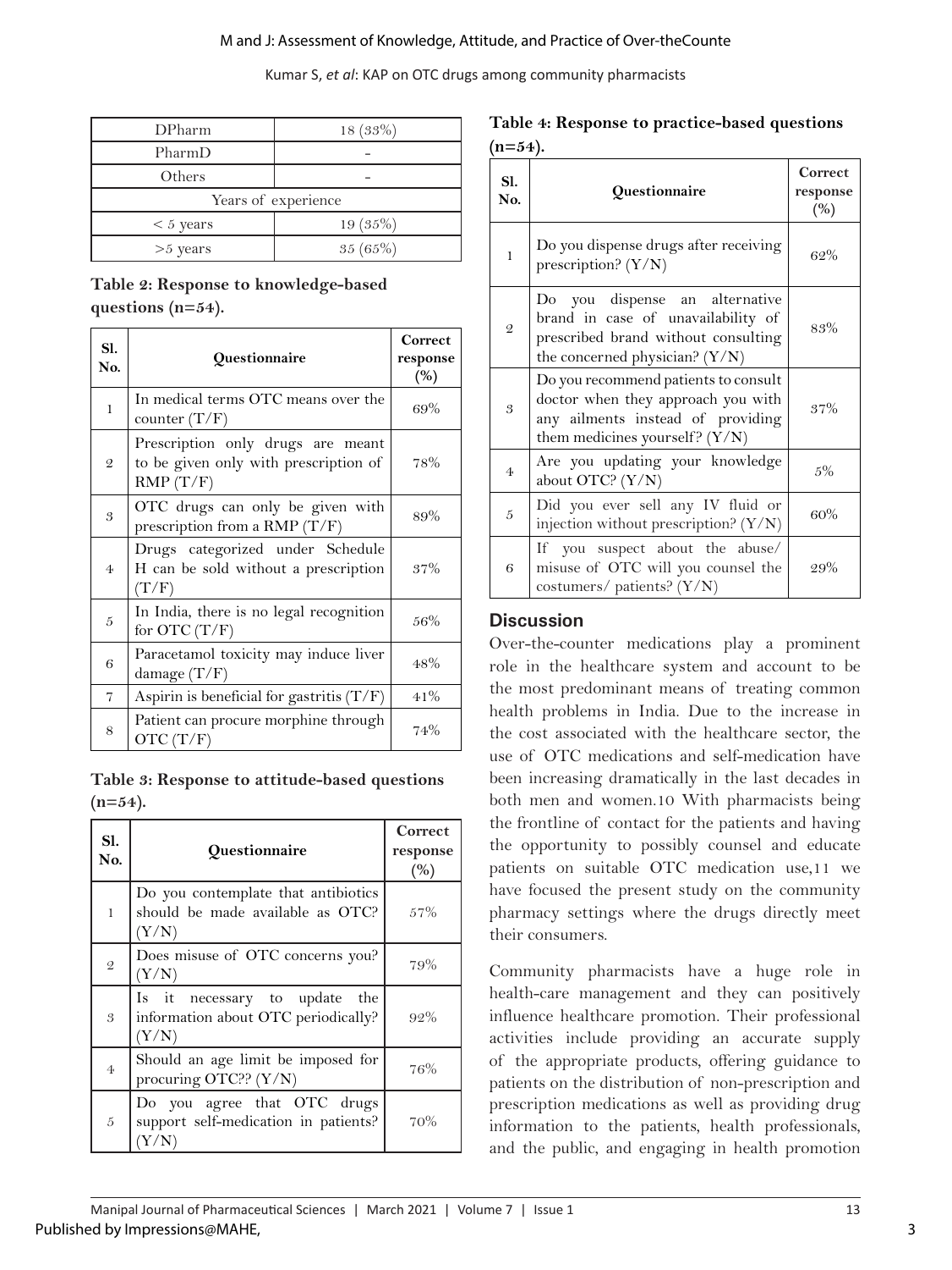| DPharm | 18 (33%) |
|---|---|
| PharmD | - |
| Others | - |
| Years of experience | |
| < 5 years | 19 (35%) |
| >5 years | 35 (65%) |

**Table 2: Response to knowledge-based questions (n=54).**

| Sl. No. | Questionnaire | Correct response (%) |
|---|---|---|
| 1 | In medical terms OTC means over the counter (T/F) | 69% |
| 2 | Prescription only drugs are meant to be given only with prescription of RMP (T/F) | 78% |
| 3 | OTC drugs can only be given with prescription from a RMP (T/F) | 89% |
| 4 | Drugs categorized under Schedule H can be sold without a prescription (T/F) | 37% |
| 5 | In India, there is no legal recognition for OTC (T/F) | 56% |
| 6 | Paracetamol toxicity may induce liver damage (T/F) | 48% |
| 7 | Aspirin is beneficial for gastritis (T/F) | 41% |
| 8 | Patient can procure morphine through OTC (T/F) | 74% |

**Table 3: Response to attitude-based questions (n=54).**

| Sl. No. | Questionnaire | Correct response (%) |
|---|---|---|
| 1 | Do you contemplate that antibiotics should be made available as OTC? (Y/N) | 57% |
| 2 | Does misuse of OTC concerns you? (Y/N) | 79% |
| 3 | Is it necessary to update the information about OTC periodically? (Y/N) | 92% |
| 4 | Should an age limit be imposed for procuring OTC?? (Y/N) | 76% |
| 5 | Do you agree that OTC drugs support self-medication in patients? (Y/N) | 70% |

**Table 4: Response to practice-based questions (n=54).**

| Sl. No. | Questionnaire | Correct response (%) |
|---|---|---|
| 1 | Do you dispense drugs after receiving prescription? (Y/N) | 62% |
| 2 | Do you dispense an alternative brand in case of unavailability of prescribed brand without consulting the concerned physician? (Y/N) | 83% |
| 3 | Do you recommend patients to consult doctor when they approach you with any ailments instead of providing them medicines yourself? (Y/N) | 37% |
| 4 | Are you updating your knowledge about OTC? (Y/N) | 5% |
| 5 | Did you ever sell any IV fluid or injection without prescription? (Y/N) | 60% |
| 6 | If you suspect about the abuse/ misuse of OTC will you counsel the costumers/ patients? (Y/N) | 29% |

## Discussion

Over-the-counter medications play a prominent role in the healthcare system and account to be the most predominant means of treating common health problems in India. Due to the increase in the cost associated with the healthcare sector, the use of OTC medications and self-medication have been increasing dramatically in the last decades in both men and women.[10] With pharmacists being the frontline of contact for the patients and having the opportunity to possibly counsel and educate patients on suitable OTC medication use,[11] we have focused the present study on the community pharmacy settings where the drugs directly meet their consumers.

Community pharmacists have a huge role in health-care management and they can positively influence healthcare promotion. Their professional activities include providing an accurate supply of the appropriate products, offering guidance to patients on the distribution of non-prescription and prescription medications as well as providing drug information to the patients, health professionals, and the public, and engaging in health promotion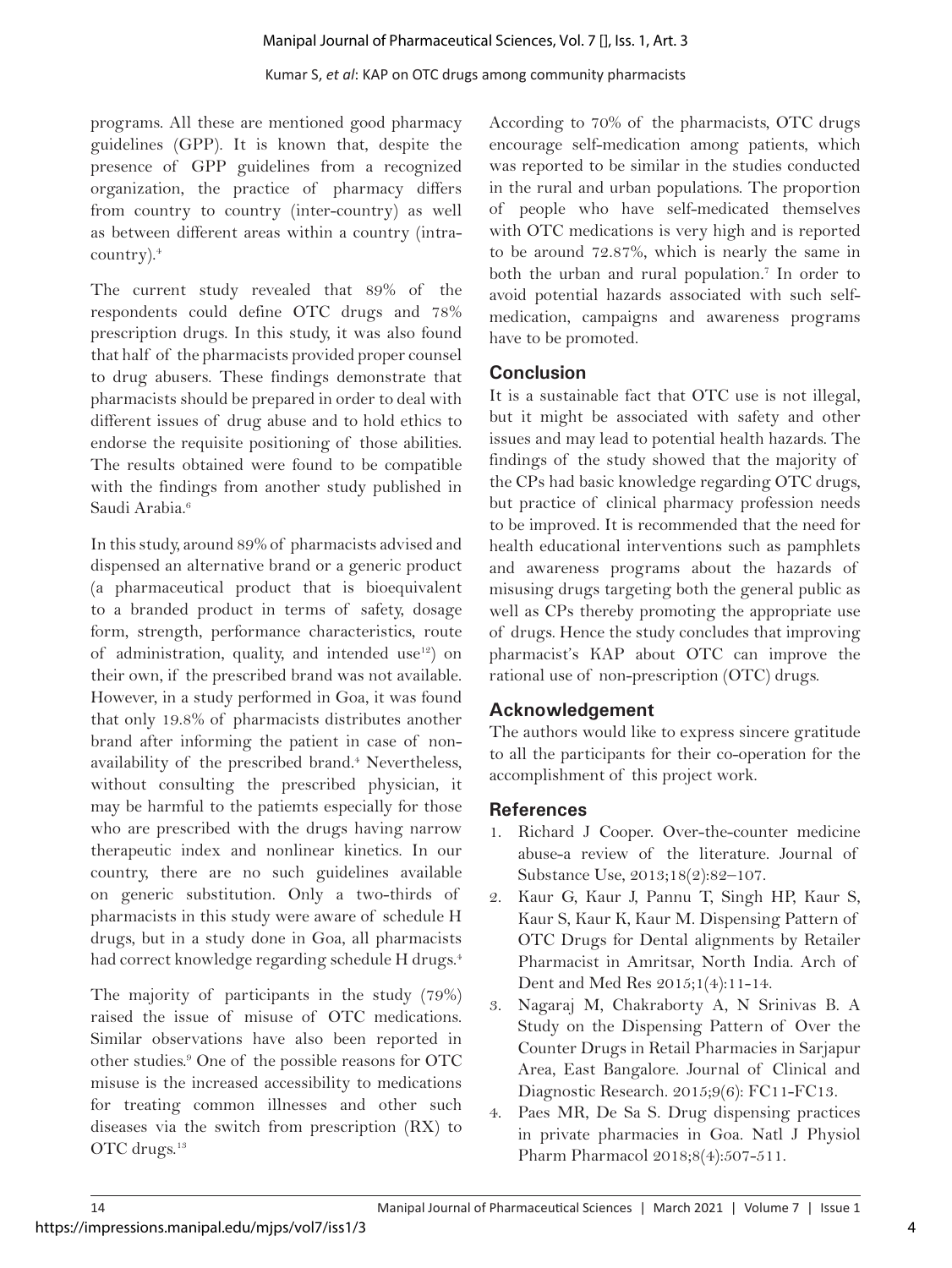programs. All these are mentioned good pharmacy guidelines (GPP). It is known that, despite the presence of GPP guidelines from a recognized organization, the practice of pharmacy differs from country to country (inter-country) as well as between different areas within a country (intra-country).[4]

The current study revealed that 89% of the respondents could define OTC drugs and 78% prescription drugs. In this study, it was also found that half of the pharmacists provided proper counsel to drug abusers. These findings demonstrate that pharmacists should be prepared in order to deal with different issues of drug abuse and to hold ethics to endorse the requisite positioning of those abilities. The results obtained were found to be compatible with the findings from another study published in Saudi Arabia.[6]

In this study, around 89% of pharmacists advised and dispensed an alternative brand or a generic product (a pharmaceutical product that is bioequivalent to a branded product in terms of safety, dosage form, strength, performance characteristics, route of administration, quality, and intended use[12]) on their own, if the prescribed brand was not available. However, in a study performed in Goa, it was found that only 19.8% of pharmacists distributes another brand after informing the patient in case of non-availability of the prescribed brand.[4] Nevertheless, without consulting the prescribed physician, it may be harmful to the patiemts especially for those who are prescribed with the drugs having narrow therapeutic index and nonlinear kinetics. In our country, there are no such guidelines available on generic substitution. Only a two-thirds of pharmacists in this study were aware of schedule H drugs, but in a study done in Goa, all pharmacists had correct knowledge regarding schedule H drugs.[4]

The majority of participants in the study (79%) raised the issue of misuse of OTC medications. Similar observations have also been reported in other studies.[9] One of the possible reasons for OTC misuse is the increased accessibility to medications for treating common illnesses and other such diseases via the switch from prescription (RX) to OTC drugs.[13]

According to 70% of the pharmacists, OTC drugs encourage self-medication among patients, which was reported to be similar in the studies conducted in the rural and urban populations. The proportion of people who have self-medicated themselves with OTC medications is very high and is reported to be around 72.87%, which is nearly the same in both the urban and rural population.[7] In order to avoid potential hazards associated with such self-medication, campaigns and awareness programs have to be promoted.

## Conclusion

It is a sustainable fact that OTC use is not illegal, but it might be associated with safety and other issues and may lead to potential health hazards. The findings of the study showed that the majority of the CPs had basic knowledge regarding OTC drugs, but practice of clinical pharmacy profession needs to be improved. It is recommended that the need for health educational interventions such as pamphlets and awareness programs about the hazards of misusing drugs targeting both the general public as well as CPs thereby promoting the appropriate use of drugs. Hence the study concludes that improving pharmacist's KAP about OTC can improve the rational use of non-prescription (OTC) drugs.

## Acknowledgement

The authors would like to express sincere gratitude to all the participants for their co-operation for the accomplishment of this project work.

## References

1. Richard J Cooper. Over-the-counter medicine abuse-a review of the literature. Journal of Substance Use, 2013;18(2):82–107.
2. Kaur G, Kaur J, Pannu T, Singh HP, Kaur S, Kaur S, Kaur K, Kaur M. Dispensing Pattern of OTC Drugs for Dental alignments by Retailer Pharmacist in Amritsar, North India. Arch of Dent and Med Res 2015;1(4):11-14.
3. Nagaraj M, Chakraborty A, N Srinivas B. A Study on the Dispensing Pattern of Over the Counter Drugs in Retail Pharmacies in Sarjapur Area, East Bangalore. Journal of Clinical and Diagnostic Research. 2015;9(6): FC11-FC13.
4. Paes MR, De Sa S. Drug dispensing practices in private pharmacies in Goa. Natl J Physiol Pharm Pharmacol 2018;8(4):507-511.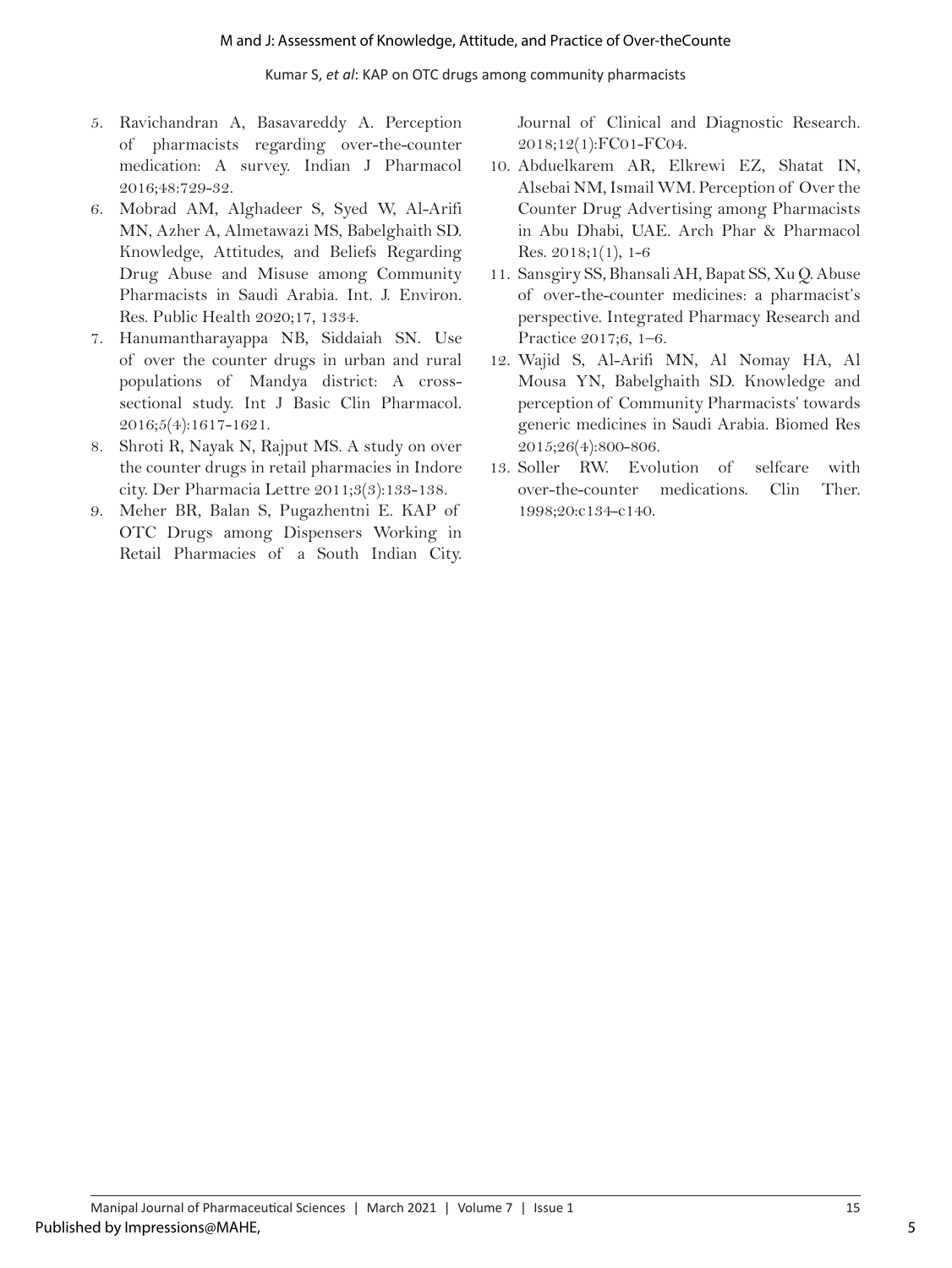5. Ravichandran A, Basavareddy A. Perception of pharmacists regarding over-the-counter medication: A survey. Indian J Pharmacol 2016;48:729-32.
6. Mobrad AM, Alghadeer S, Syed W, Al-Arifi MN, Azher A, Almetawazi MS, Babelghaith SD. Knowledge, Attitudes, and Beliefs Regarding Drug Abuse and Misuse among Community Pharmacists in Saudi Arabia. Int. J. Environ. Res. Public Health 2020;17, 1334.
7. Hanumantharayappa NB, Siddaiah SN. Use of over the counter drugs in urban and rural populations of Mandya district: A cross-sectional study. Int J Basic Clin Pharmacol. 2016;5(4):1617-1621.
8. Shroti R, Nayak N, Rajput MS. A study on over the counter drugs in retail pharmacies in Indore city. Der Pharmacia Lettre 2011;3(3):133-138.
9. Meher BR, Balan S, Pugazhentni E. KAP of OTC Drugs among Dispensers Working in Retail Pharmacies of a South Indian City. Journal of Clinical and Diagnostic Research. 2018;12(1):FC01-FC04.
10. Abduelkarem AR, Elkrewi EZ, Shatat IN, Alsebai NM, Ismail WM. Perception of Over the Counter Drug Advertising among Pharmacists in Abu Dhabi, UAE. Arch Phar & Pharmacol Res. 2018;1(1), 1-6
11. Sansgiry SS, Bhansali AH, Bapat SS, Xu Q. Abuse of over-the-counter medicines: a pharmacist's perspective. Integrated Pharmacy Research and Practice 2017;6, 1–6.
12. Wajid S, Al-Arifi MN, Al Nomay HA, Al Mousa YN, Babelghaith SD. Knowledge and perception of Community Pharmacists' towards generic medicines in Saudi Arabia. Biomed Res 2015;26(4):800-806.
13. Soller RW. Evolution of selfcare with over-the-counter medications. Clin Ther. 1998;20:c134-c140.